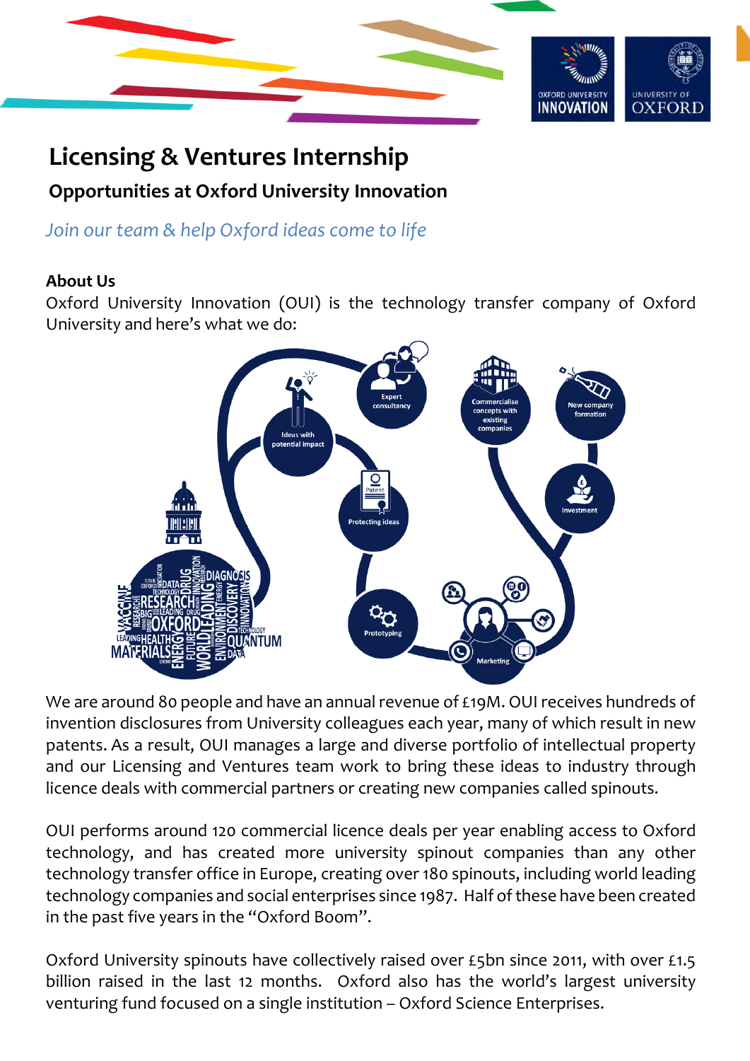# Licensing & Ventures Internship

## Opportunities at Oxford University Innovation

*Join our team & help Oxford ideas come to life*

**About Us**

Oxford University Innovation (OUI) is the technology transfer company of Oxford University and here's what we do:

We are around 80 people and have an annual revenue of £19M. OUI receives hundreds of invention disclosures from University colleagues each year, many of which result in new patents. As a result, OUI manages a large and diverse portfolio of intellectual property and our Licensing and Ventures team work to bring these ideas to industry through licence deals with commercial partners or creating new companies called spinouts.

OUI performs around 120 commercial licence deals per year enabling access to Oxford technology, and has created more university spinout companies than any other technology transfer office in Europe, creating over 180 spinouts, including world leading technology companies and social enterprises since 1987. Half of these have been created in the past five years in the "Oxford Boom".

Oxford University spinouts have collectively raised over £5bn since 2011, with over £1.5 billion raised in the last 12 months. Oxford also has the world's largest university venturing fund focused on a single institution – Oxford Science Enterprises.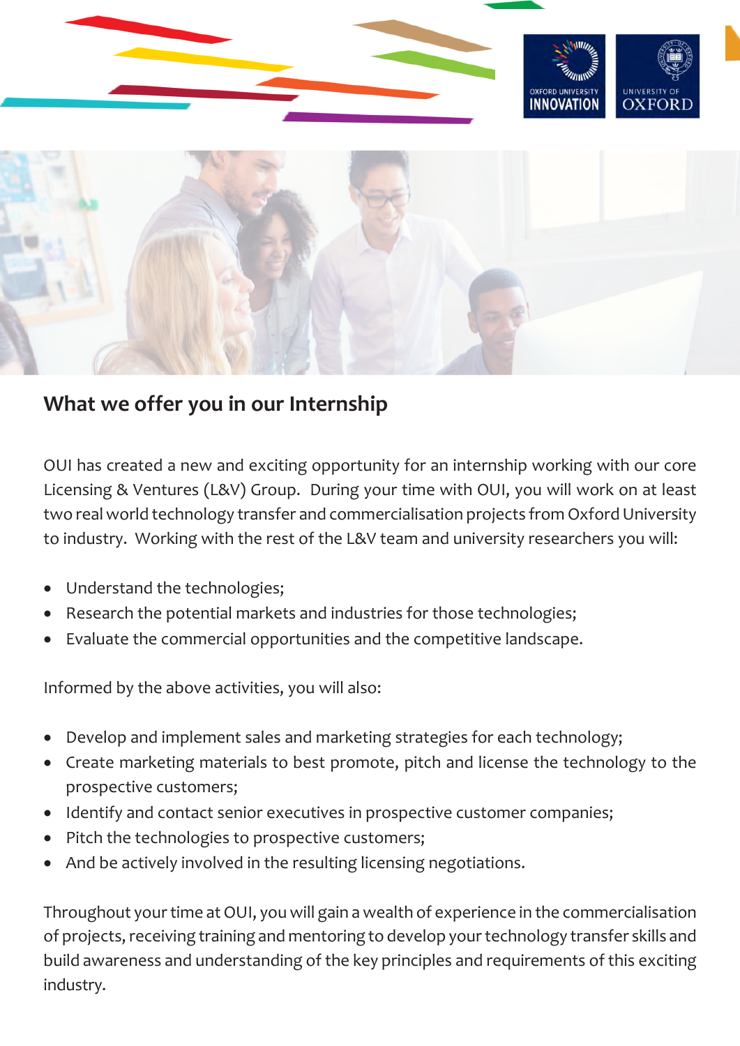## What we offer you in our Internship

OUI has created a new and exciting opportunity for an internship working with our core Licensing & Ventures (L&V) Group. During your time with OUI, you will work on at least two real world technology transfer and commercialisation projects from Oxford University to industry. Working with the rest of the L&V team and university researchers you will:

- Understand the technologies;
- Research the potential markets and industries for those technologies;
- Evaluate the commercial opportunities and the competitive landscape.

Informed by the above activities, you will also:

- Develop and implement sales and marketing strategies for each technology;
- Create marketing materials to best promote, pitch and license the technology to the prospective customers;
- Identify and contact senior executives in prospective customer companies;
- Pitch the technologies to prospective customers;
- And be actively involved in the resulting licensing negotiations.

Throughout your time at OUI, you will gain a wealth of experience in the commercialisation of projects, receiving training and mentoring to develop your technology transfer skills and build awareness and understanding of the key principles and requirements of this exciting industry.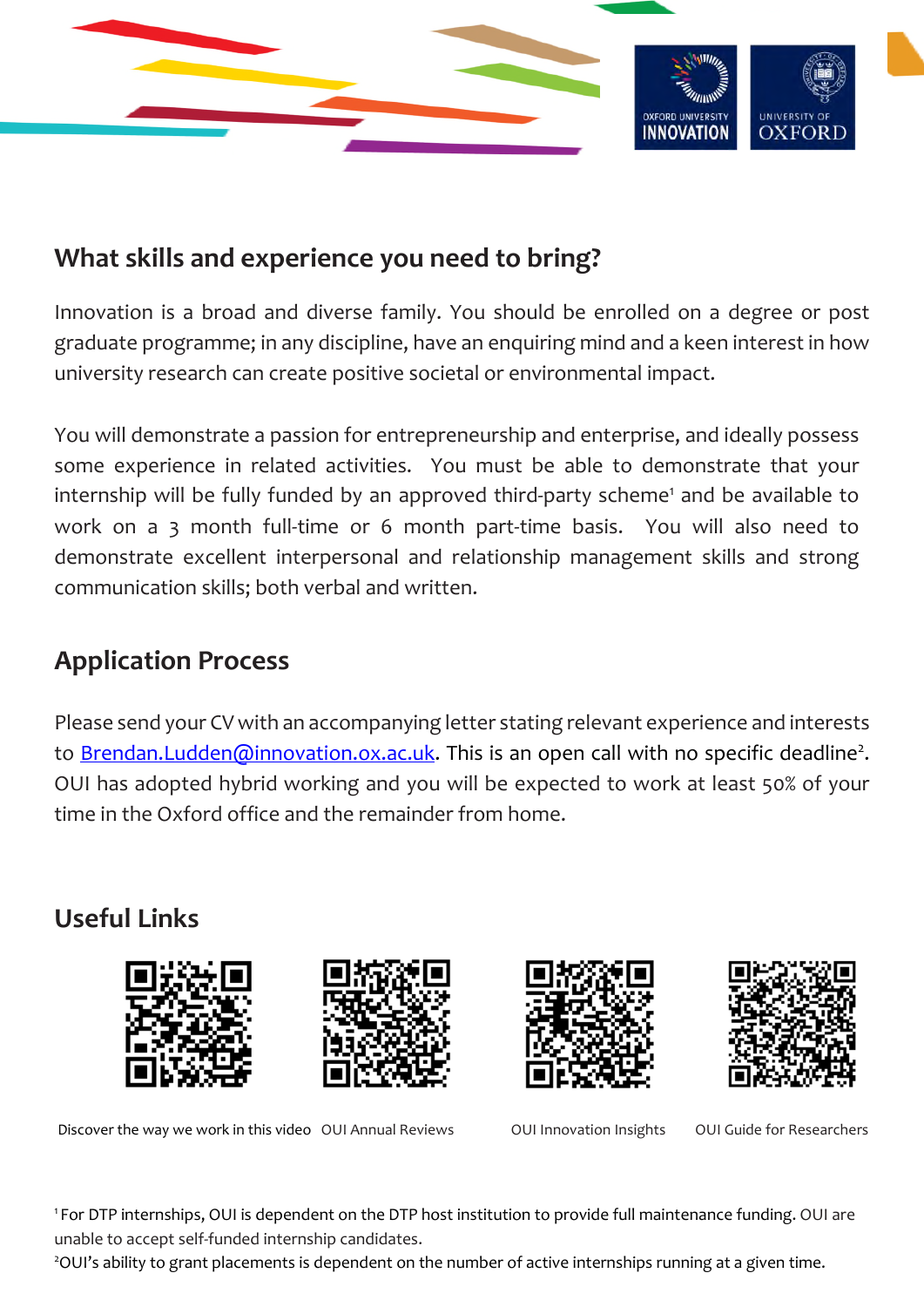## What skills and experience you need to bring?

Innovation is a broad and diverse family. You should be enrolled on a degree or post graduate programme; in any discipline, have an enquiring mind and a keen interest in how university research can create positive societal or environmental impact.

You will demonstrate a passion for entrepreneurship and enterprise, and ideally possess some experience in related activities. You must be able to demonstrate that your internship will be fully funded by an approved third-party scheme[1] and be available to work on a 3 month full-time or 6 month part-time basis. You will also need to demonstrate excellent interpersonal and relationship management skills and strong communication skills; both verbal and written.

## Application Process

Please send your CV with an accompanying letter stating relevant experience and interests to Brendan.Ludden@innovation.ox.ac.uk. This is an open call with no specific deadline[2]. OUI has adopted hybrid working and you will be expected to work at least 50% of your time in the Oxford office and the remainder from home.

## Useful Links

Discover the way we work in this video

OUI Annual Reviews

OUI Innovation Insights

OUI Guide for Researchers

[1] For DTP internships, OUI is dependent on the DTP host institution to provide full maintenance funding. OUI are unable to accept self-funded internship candidates.

[2] OUI's ability to grant placements is dependent on the number of active internships running at a given time.